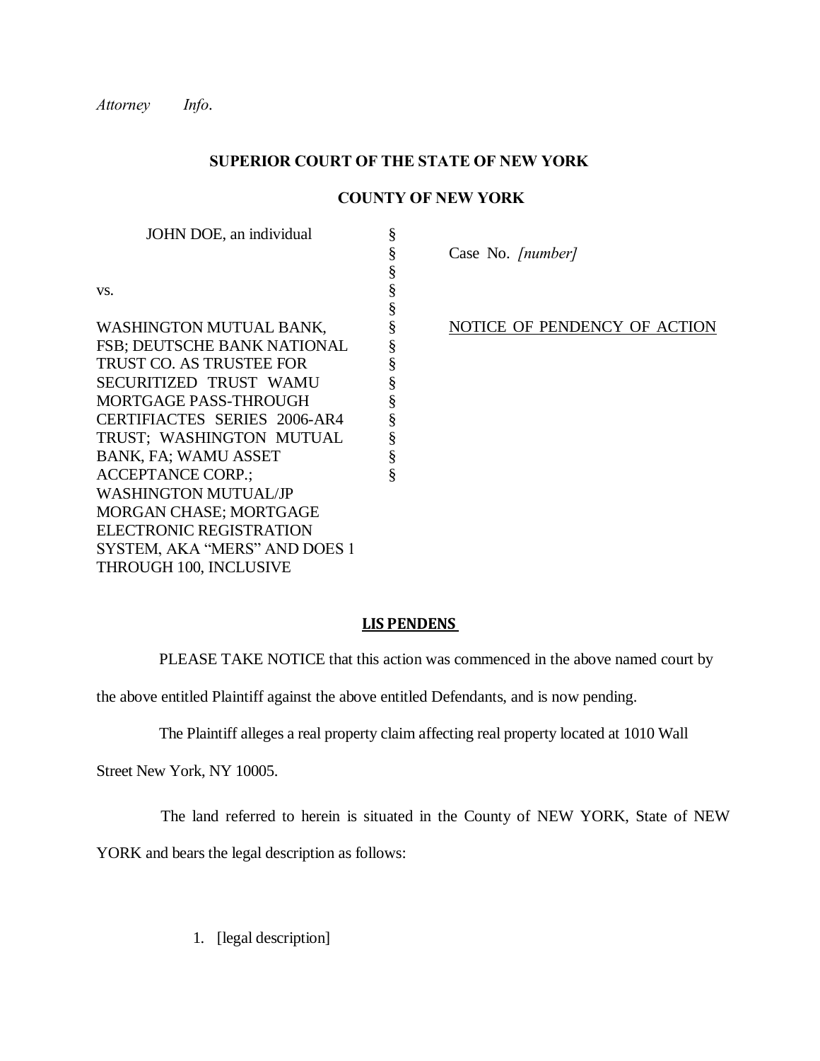*Attorney Info.*

**SUPERIOR COURT OF THE STATE OF NEW YORK**

**COUNTY OF NEW YORK**

| | | |
|---|---|---|
| JOHN DOE, an individual | § | |
| | § | Case No. *[number]* |
| | § | |
| vs. | § | |
| | § | |
| WASHINGTON MUTUAL BANK, FSB; DEUTSCHE BANK NATIONAL TRUST CO. AS TRUSTEE FOR SECURITIZED TRUST WAMU MORTGAGE PASS-THROUGH CERTIFIACTES SERIES 2006-AR4 TRUST; WASHINGTON MUTUAL BANK, FA; WAMU ASSET ACCEPTANCE CORP.; WASHINGTON MUTUAL/JP MORGAN CHASE; MORTGAGE ELECTRONIC REGISTRATION SYSTEM, AKA "MERS" AND DOES 1 THROUGH 100, INCLUSIVE | § § § § § § § § § | NOTICE OF PENDENCY OF ACTION |

**LIS PENDENS**

PLEASE TAKE NOTICE that this action was commenced in the above named court by the above entitled Plaintiff against the above entitled Defendants, and is now pending.

The Plaintiff alleges a real property claim affecting real property located at 1010 Wall Street New York, NY 10005.

The land referred to herein is situated in the County of NEW YORK, State of NEW YORK and bears the legal description as follows:

1. [legal description]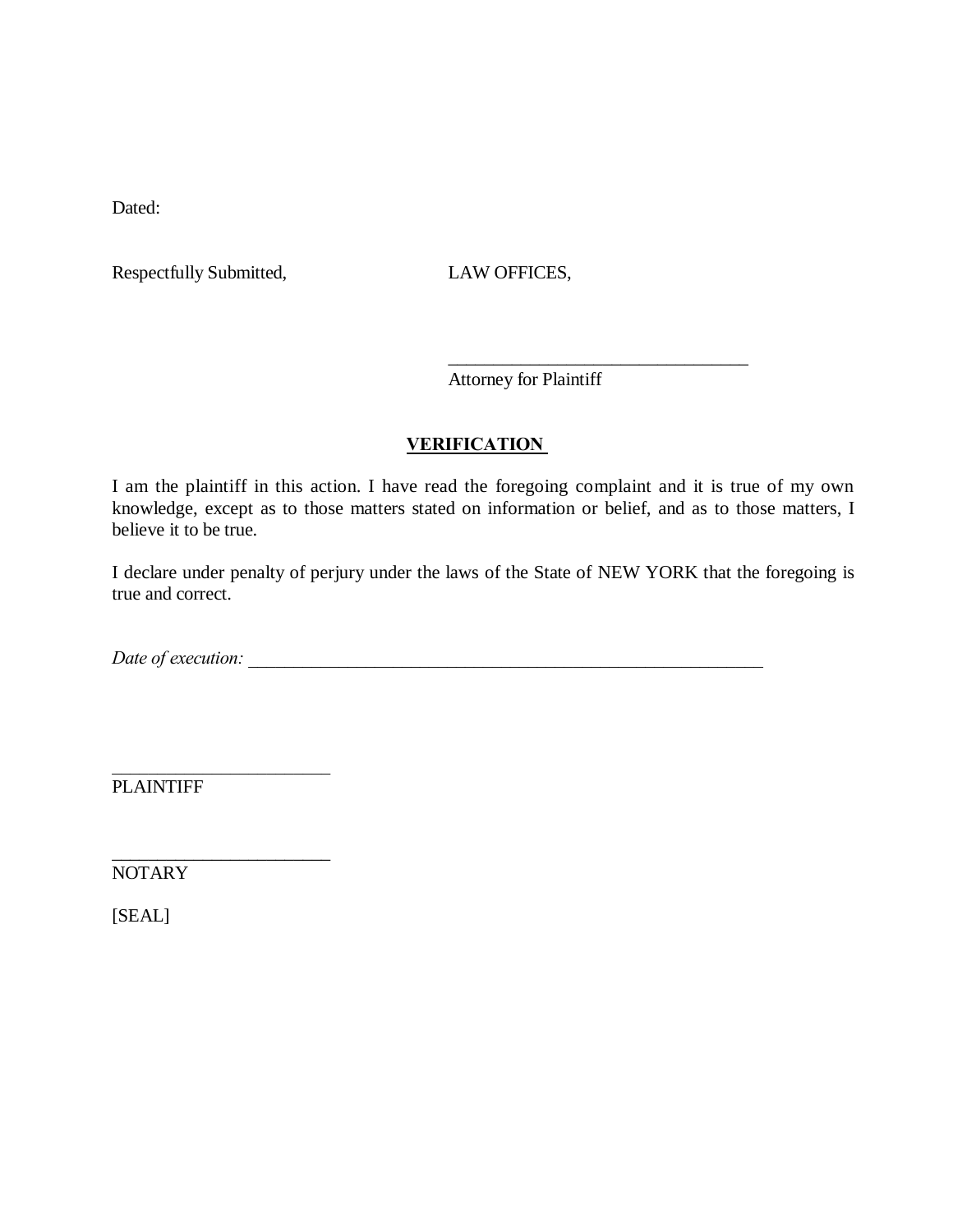Dated:

Respectfully Submitted, LAW OFFICES,

_________________________________
Attorney for Plaintiff

## **VERIFICATION**

I am the plaintiff in this action. I have read the foregoing complaint and it is true of my own knowledge, except as to those matters stated on information or belief, and as to those matters, I believe it to be true.

I declare under penalty of perjury under the laws of the State of NEW YORK that the foregoing is true and correct.

*Date of execution:* _________________________________________________________

________________________
PLAINTIFF

________________________
NOTARY

[SEAL]